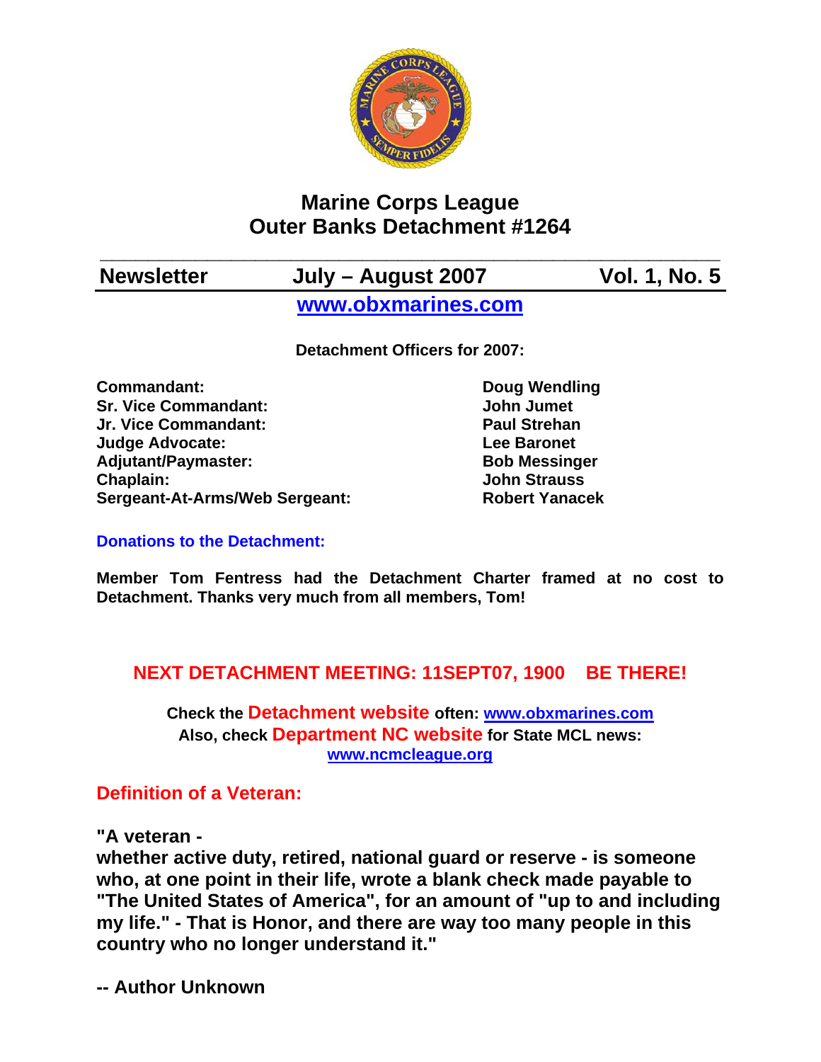# Marine Corps League
# Outer Banks Detachment #1264

**Newsletter** **July – August 2007** **Vol. 1, No. 5**

**www.obxmarines.com**

**Detachment Officers for 2007:**

| | |
|---|---|
| **Commandant:** | **Doug Wendling** |
| **Sr. Vice Commandant:** | **John Jumet** |
| **Jr. Vice Commandant:** | **Paul Strehan** |
| **Judge Advocate:** | **Lee Baronet** |
| **Adjutant/Paymaster:** | **Bob Messinger** |
| **Chaplain:** | **John Strauss** |
| **Sergeant-At-Arms/Web Sergeant:** | **Robert Yanacek** |

### Donations to the Detachment:

**Member Tom Fentress had the Detachment Charter framed at no cost to Detachment. Thanks very much from all members, Tom!**

## NEXT DETACHMENT MEETING: 11SEPT07, 1900 BE THERE!

**Check the Detachment website often: www.obxmarines.com**
**Also, check Department NC website for State MCL news: www.ncmcleague.org**

### Definition of a Veteran:

**"A veteran -**
**whether active duty, retired, national guard or reserve - is someone who, at one point in their life, wrote a blank check made payable to "The United States of America", for an amount of "up to and including my life." - That is Honor, and there are way too many people in this country who no longer understand it."**

**-- Author Unknown**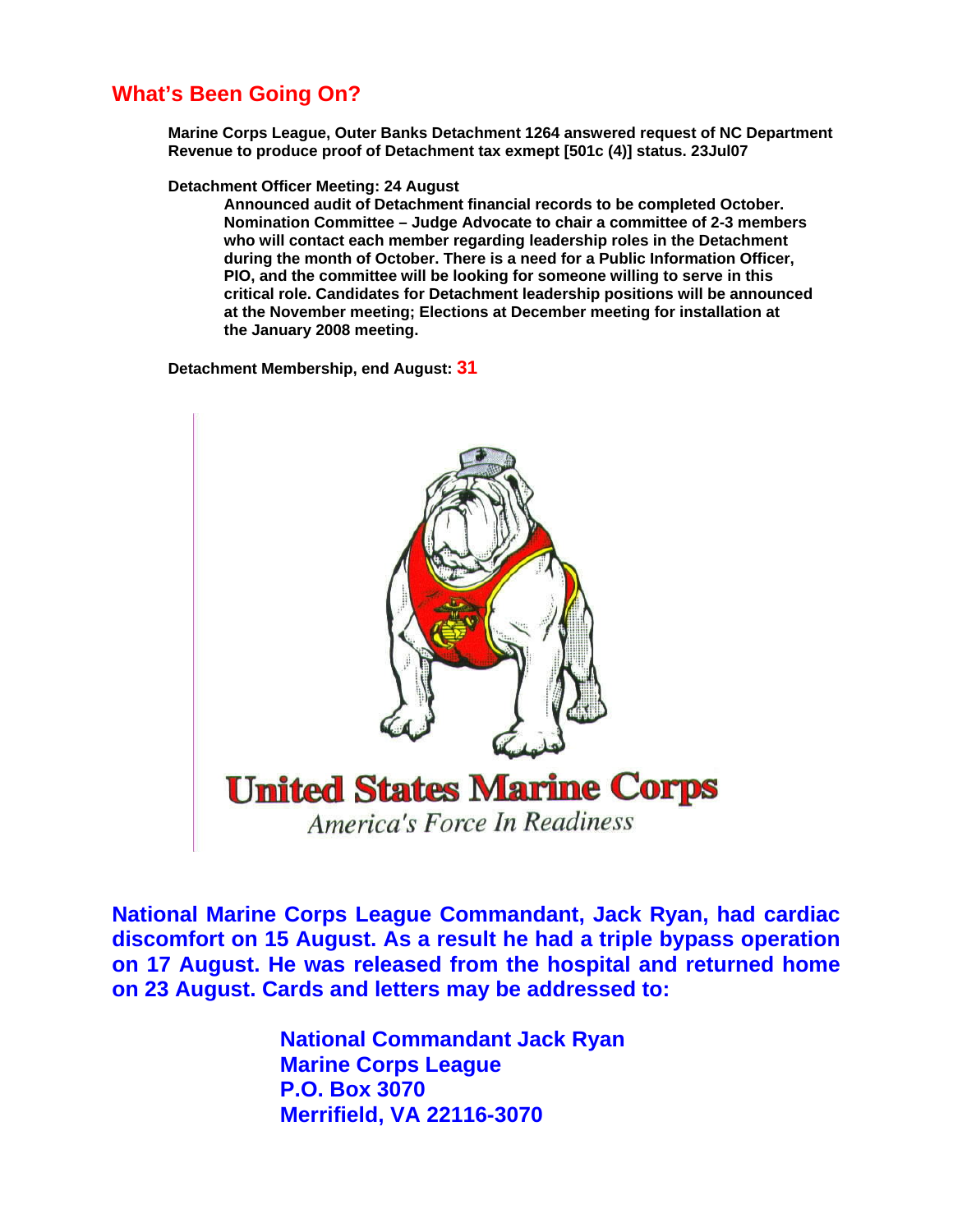## What's Been Going On?

**Marine Corps League, Outer Banks Detachment 1264 answered request of NC Department Revenue to produce proof of Detachment tax exmept [501c (4)] status. 23Jul07**

**Detachment Officer Meeting: 24 August**

**Announced audit of Detachment financial records to be completed October. Nomination Committee – Judge Advocate to chair a committee of 2-3 members who will contact each member regarding leadership roles in the Detachment during the month of October. There is a need for a Public Information Officer, PIO, and the committee will be looking for someone willing to serve in this critical role. Candidates for Detachment leadership positions will be announced at the November meeting; Elections at December meeting for installation at the January 2008 meeting.**

**Detachment Membership, end August: 31**

**United States Marine Corps**

*America's Force In Readiness*

**National Marine Corps League Commandant, Jack Ryan, had cardiac discomfort on 15 August. As a result he had a triple bypass operation on 17 August. He was released from the hospital and returned home on 23 August. Cards and letters may be addressed to:**

**National Commandant Jack Ryan**
**Marine Corps League**
**P.O. Box 3070**
**Merrifield, VA 22116-3070**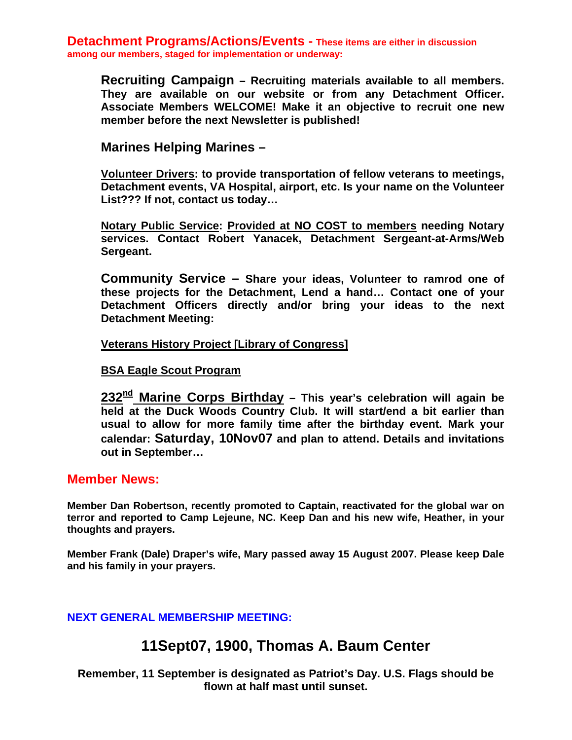## Detachment Programs/Actions/Events - These items are either in discussion among our members, staged for implementation or underway:

**Recruiting Campaign – Recruiting materials available to all members. They are available on our website or from any Detachment Officer. Associate Members WELCOME! Make it an objective to recruit one new member before the next Newsletter is published!**

**Marines Helping Marines –**

**Volunteer Drivers: to provide transportation of fellow veterans to meetings, Detachment events, VA Hospital, airport, etc. Is your name on the Volunteer List??? If not, contact us today…**

**Notary Public Service: Provided at NO COST to members needing Notary services. Contact Robert Yanacek, Detachment Sergeant-at-Arms/Web Sergeant.**

**Community Service – Share your ideas, Volunteer to ramrod one of these projects for the Detachment, Lend a hand… Contact one of your Detachment Officers directly and/or bring your ideas to the next Detachment Meeting:**

**Veterans History Project [Library of Congress]**

**BSA Eagle Scout Program**

**232nd Marine Corps Birthday – This year's celebration will again be held at the Duck Woods Country Club. It will start/end a bit earlier than usual to allow for more family time after the birthday event. Mark your calendar: Saturday, 10Nov07 and plan to attend. Details and invitations out in September…**

## Member News:

**Member Dan Robertson, recently promoted to Captain, reactivated for the global war on terror and reported to Camp Lejeune, NC. Keep Dan and his new wife, Heather, in your thoughts and prayers.**

**Member Frank (Dale) Draper's wife, Mary passed away 15 August 2007. Please keep Dale and his family in your prayers.**

**NEXT GENERAL MEMBERSHIP MEETING:**

## 11Sept07, 1900, Thomas A. Baum Center

**Remember, 11 September is designated as Patriot's Day. U.S. Flags should be flown at half mast until sunset.**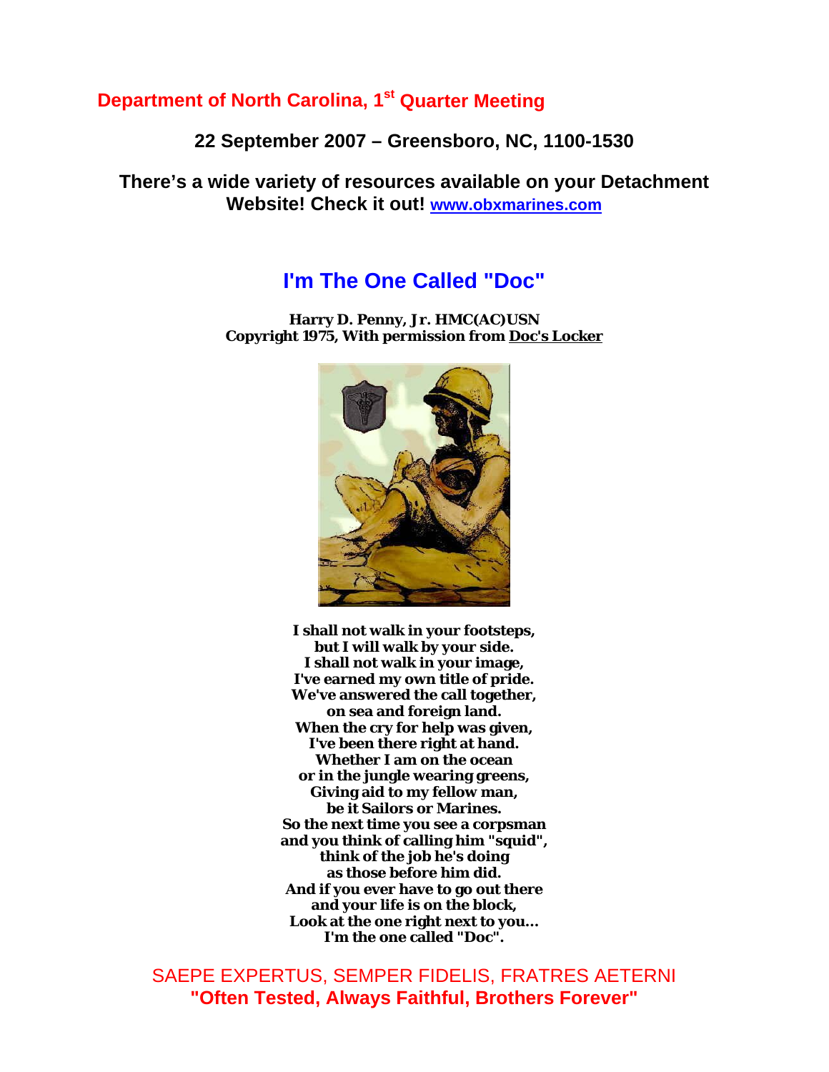## Department of North Carolina, 1st Quarter Meeting

**22 September 2007 – Greensboro, NC, 1100-1530**

**There's a wide variety of resources available on your Detachment Website! Check it out! www.obxmarines.com**

## I'm The One Called "Doc"

**Harry D. Penny, Jr. HMC(AC)USN**
**Copyright 1975, With permission from Doc's Locker**

**I shall not walk in your footsteps,**
**but I will walk by your side.**
**I shall not walk in your image,**
**I've earned my own title of pride.**
**We've answered the call together,**
**on sea and foreign land.**
**When the cry for help was given,**
**I've been there right at hand.**
**Whether I am on the ocean**
**or in the jungle wearing greens,**
**Giving aid to my fellow man,**
**be it Sailors or Marines.**
**So the next time you see a corpsman**
**and you think of calling him "squid",**
**think of the job he's doing**
**as those before him did.**
**And if you ever have to go out there**
**and your life is on the block,**
**Look at the one right next to you...**
**I'm the one called "Doc".**

SAEPE EXPERTUS, SEMPER FIDELIS, FRATRES AETERNI
**"Often Tested, Always Faithful, Brothers Forever"**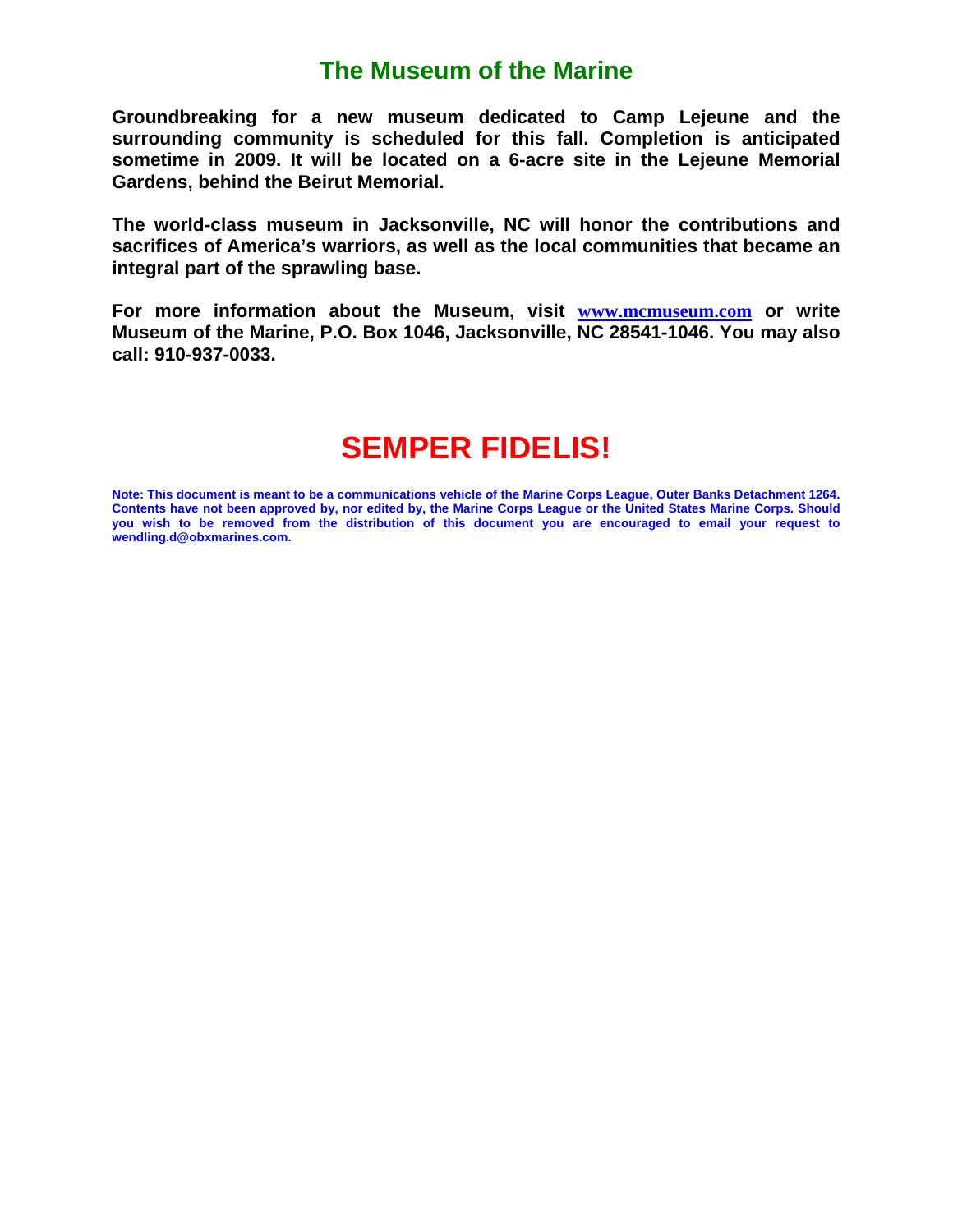## The Museum of the Marine

**Groundbreaking for a new museum dedicated to Camp Lejeune and the surrounding community is scheduled for this fall. Completion is anticipated sometime in 2009. It will be located on a 6-acre site in the Lejeune Memorial Gardens, behind the Beirut Memorial.**

**The world-class museum in Jacksonville, NC will honor the contributions and sacrifices of America's warriors, as well as the local communities that became an integral part of the sprawling base.**

**For more information about the Museum, visit www.mcmuseum.com or write Museum of the Marine, P.O. Box 1046, Jacksonville, NC 28541-1046. You may also call: 910-937-0033.**

# SEMPER FIDELIS!

**Note: This document is meant to be a communications vehicle of the Marine Corps League, Outer Banks Detachment 1264. Contents have not been approved by, nor edited by, the Marine Corps League or the United States Marine Corps. Should you wish to be removed from the distribution of this document you are encouraged to email your request to wendling.d@obxmarines.com.**